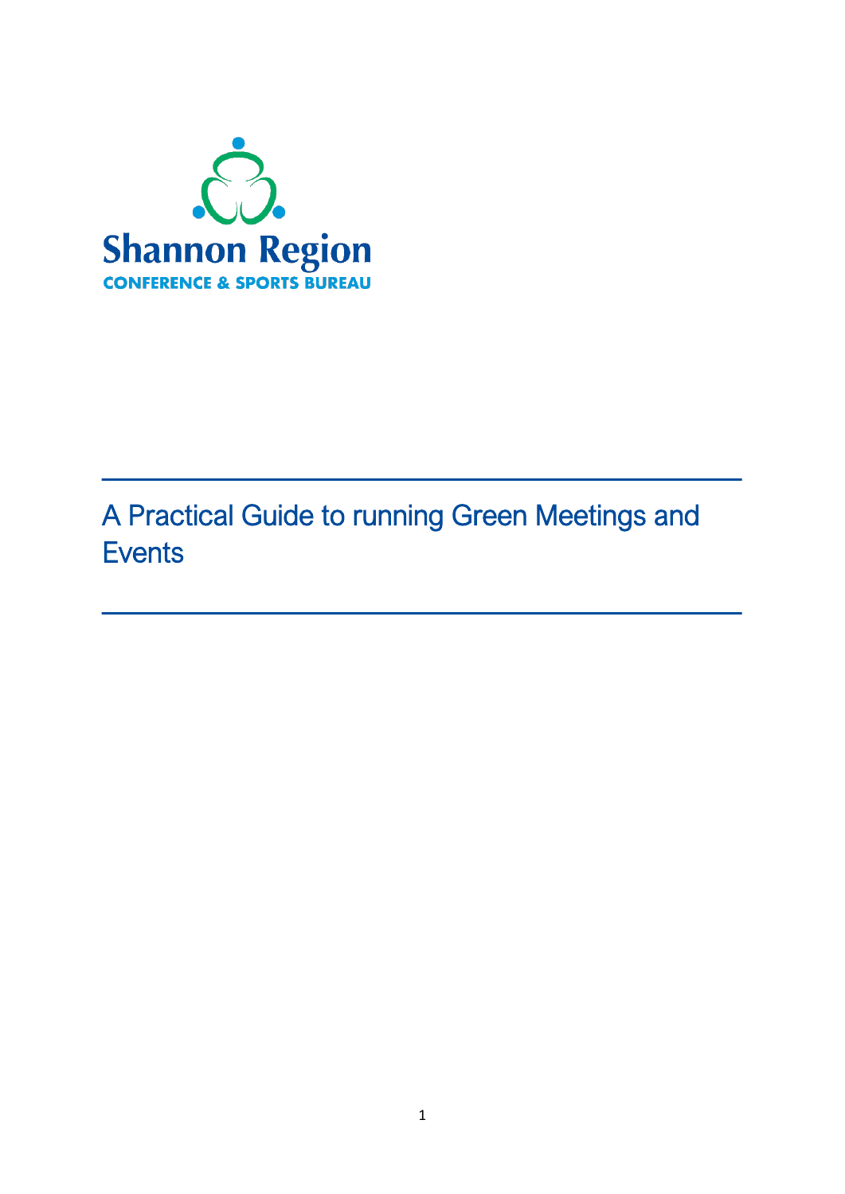Shannon Region

CONFERENCE & SPORTS BUREAU

# A Practical Guide to running Green Meetings and Events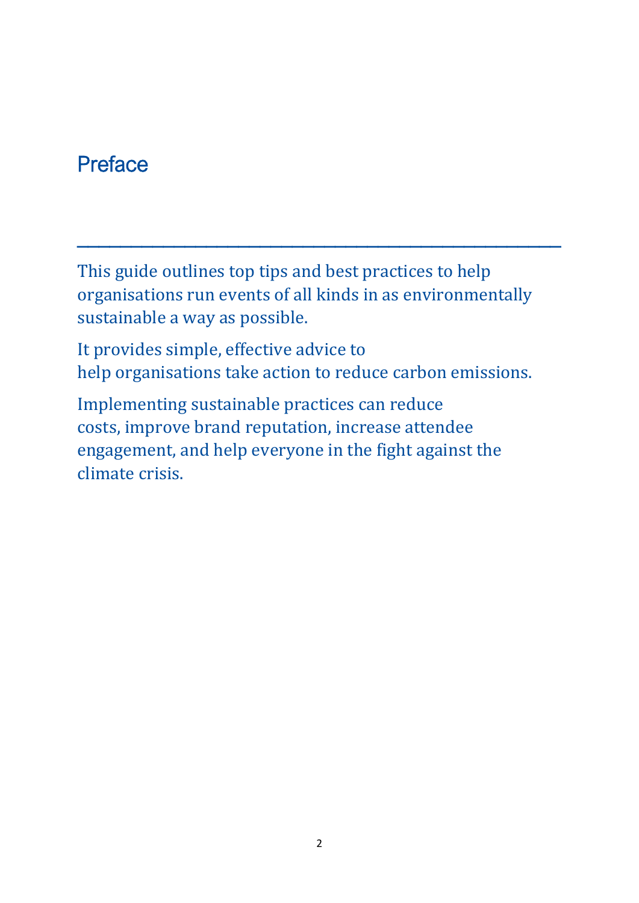# Preface

---

This guide outlines top tips and best practices to help organisations run events of all kinds in as environmentally sustainable a way as possible.

It provides simple, effective advice to help organisations take action to reduce carbon emissions.

Implementing sustainable practices can reduce costs, improve brand reputation, increase attendee engagement, and help everyone in the fight against the climate crisis.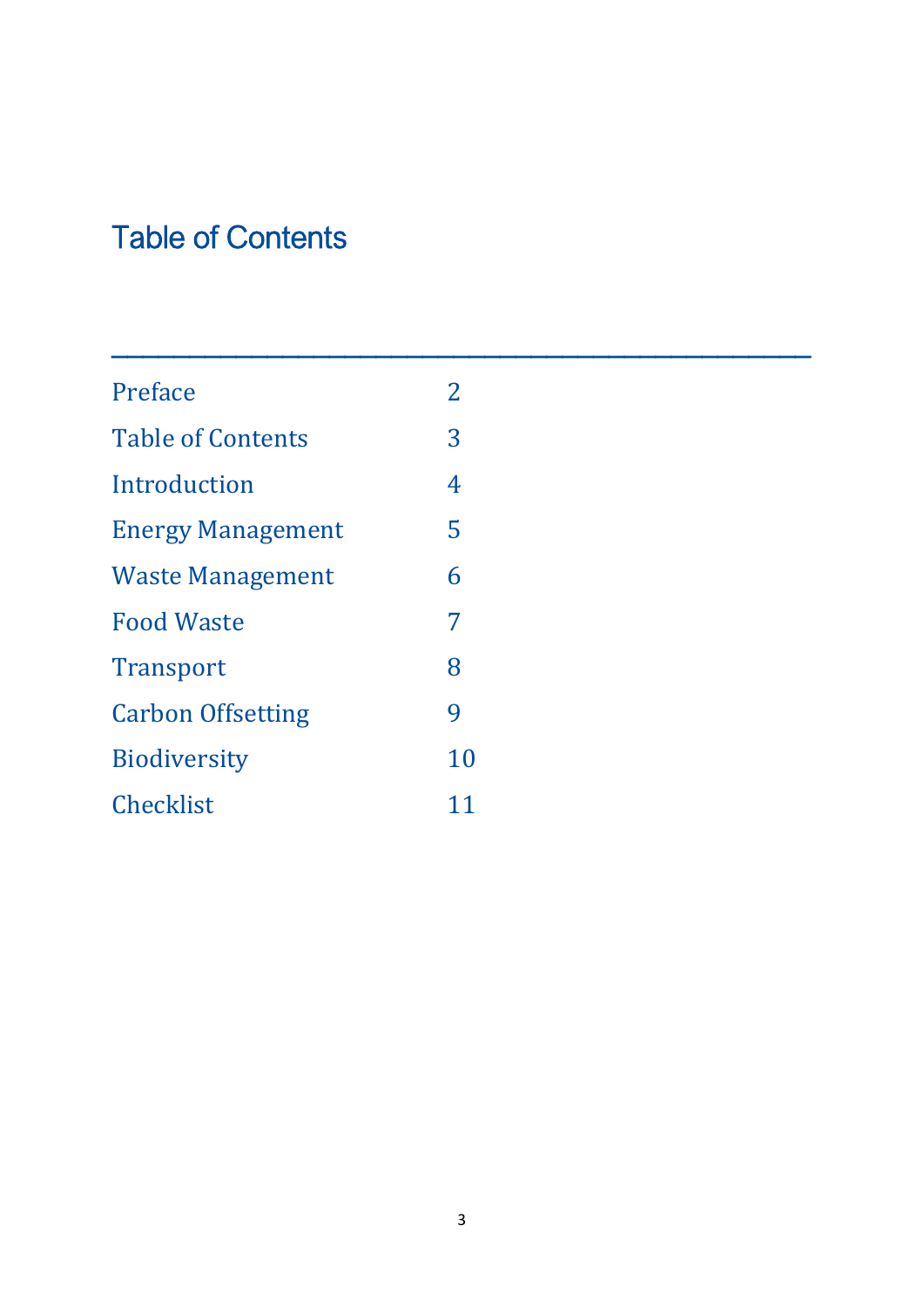# Table of Contents

---

| | |
|---|---|
| Preface | 2 |
| Table of Contents | 3 |
| Introduction | 4 |
| Energy Management | 5 |
| Waste Management | 6 |
| Food Waste | 7 |
| Transport | 8 |
| Carbon Offsetting | 9 |
| Biodiversity | 10 |
| Checklist | 11 |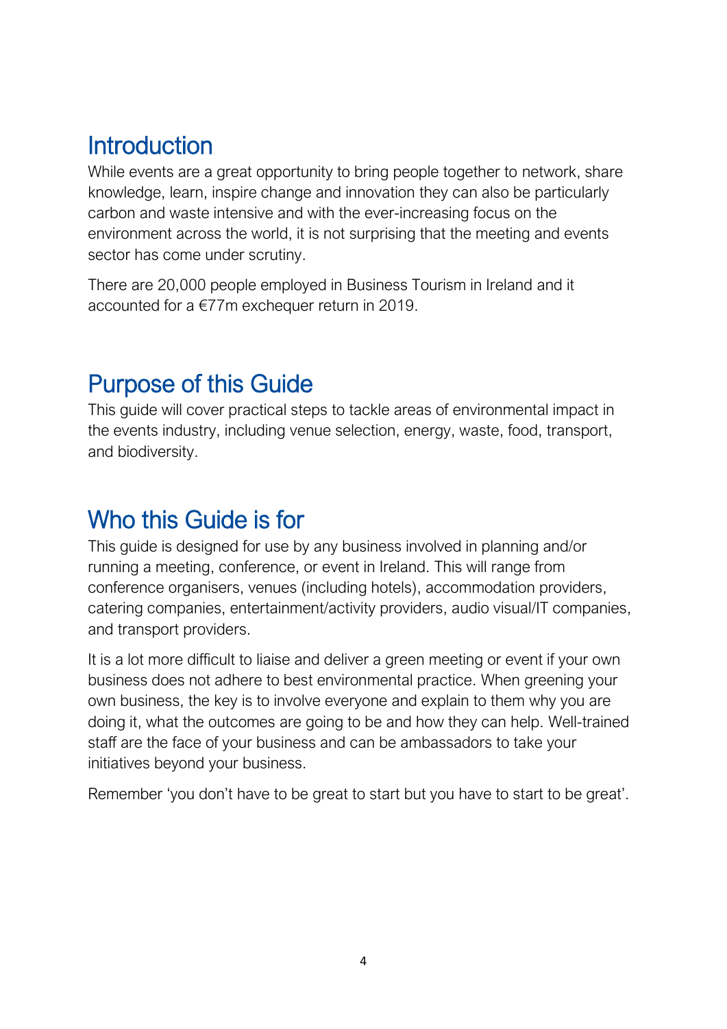## Introduction

While events are a great opportunity to bring people together to network, share knowledge, learn, inspire change and innovation they can also be particularly carbon and waste intensive and with the ever-increasing focus on the environment across the world, it is not surprising that the meeting and events sector has come under scrutiny.

There are 20,000 people employed in Business Tourism in Ireland and it accounted for a €77m exchequer return in 2019.

## Purpose of this Guide

This guide will cover practical steps to tackle areas of environmental impact in the events industry, including venue selection, energy, waste, food, transport, and biodiversity.

## Who this Guide is for

This guide is designed for use by any business involved in planning and/or running a meeting, conference, or event in Ireland. This will range from conference organisers, venues (including hotels), accommodation providers, catering companies, entertainment/activity providers, audio visual/IT companies, and transport providers.

It is a lot more difficult to liaise and deliver a green meeting or event if your own business does not adhere to best environmental practice. When greening your own business, the key is to involve everyone and explain to them why you are doing it, what the outcomes are going to be and how they can help. Well-trained staff are the face of your business and can be ambassadors to take your initiatives beyond your business.

Remember 'you don't have to be great to start but you have to start to be great'.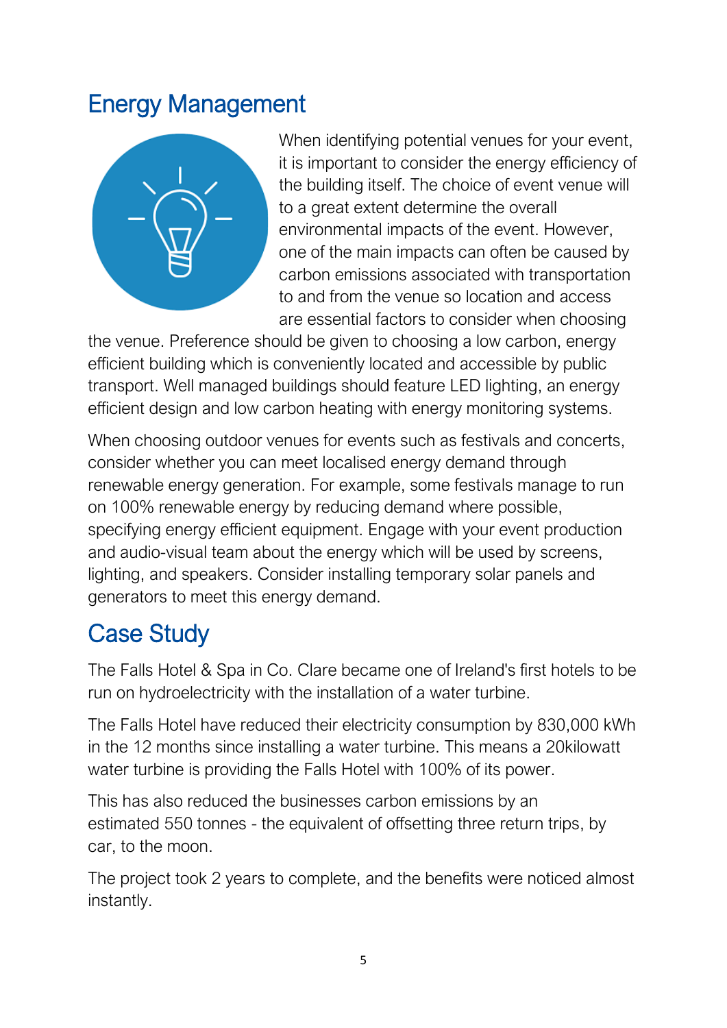## Energy Management

When identifying potential venues for your event, it is important to consider the energy efficiency of the building itself. The choice of event venue will to a great extent determine the overall environmental impacts of the event. However, one of the main impacts can often be caused by carbon emissions associated with transportation to and from the venue so location and access are essential factors to consider when choosing the venue. Preference should be given to choosing a low carbon, energy efficient building which is conveniently located and accessible by public transport. Well managed buildings should feature LED lighting, an energy efficient design and low carbon heating with energy monitoring systems.

When choosing outdoor venues for events such as festivals and concerts, consider whether you can meet localised energy demand through renewable energy generation. For example, some festivals manage to run on 100% renewable energy by reducing demand where possible, specifying energy efficient equipment. Engage with your event production and audio-visual team about the energy which will be used by screens, lighting, and speakers. Consider installing temporary solar panels and generators to meet this energy demand.

## Case Study

The Falls Hotel & Spa in Co. Clare became one of Ireland's first hotels to be run on hydroelectricity with the installation of a water turbine.

The Falls Hotel have reduced their electricity consumption by 830,000 kWh in the 12 months since installing a water turbine. This means a 20kilowatt water turbine is providing the Falls Hotel with 100% of its power.

This has also reduced the businesses carbon emissions by an estimated 550 tonnes - the equivalent of offsetting three return trips, by car, to the moon.

The project took 2 years to complete, and the benefits were noticed almost instantly.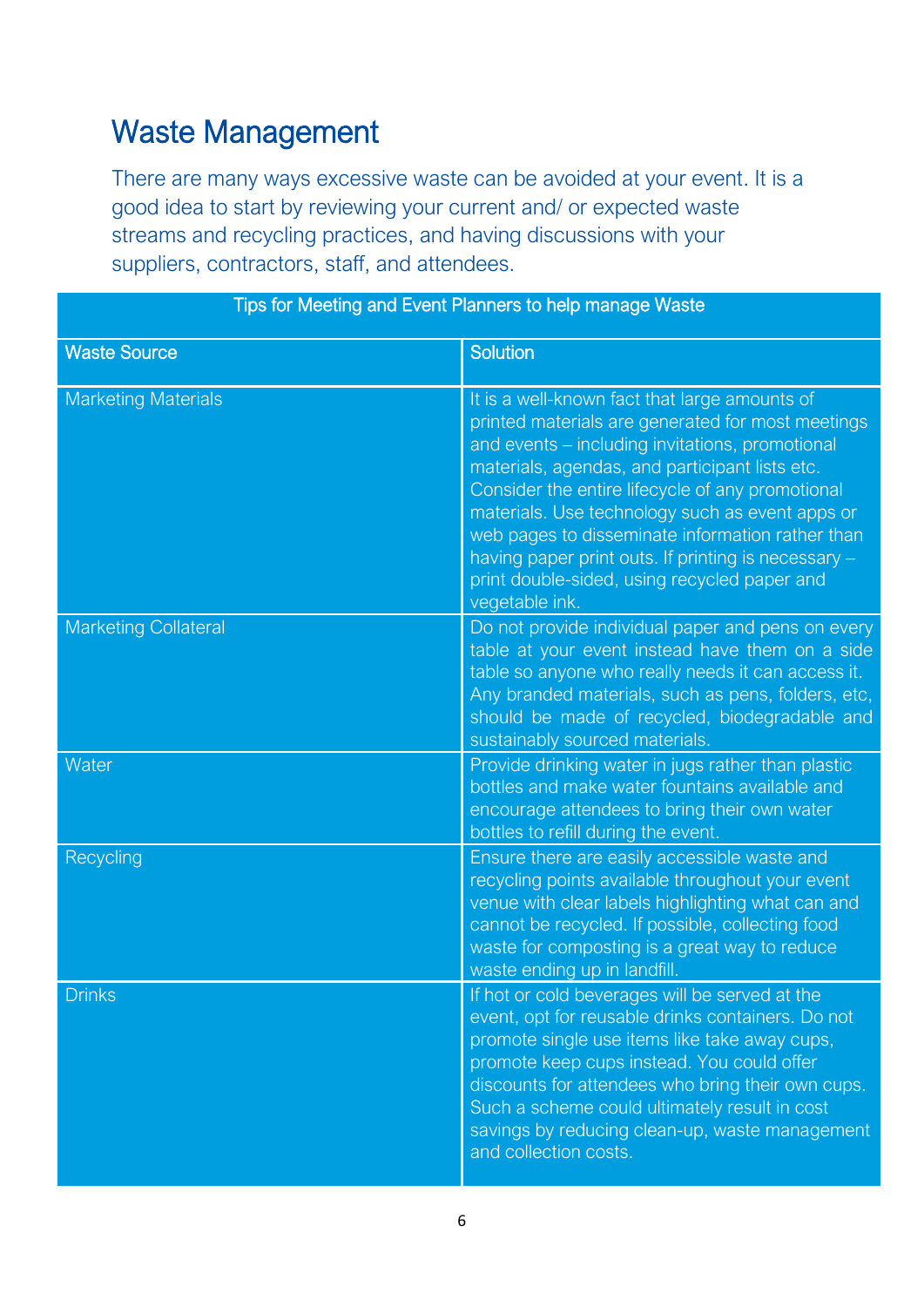# Waste Management

There are many ways excessive waste can be avoided at your event. It is a good idea to start by reviewing your current and/ or expected waste streams and recycling practices, and having discussions with your suppliers, contractors, staff, and attendees.

| Tips for Meeting and Event Planners to help manage Waste | |
|---|---|
| **Waste Source** | **Solution** |
| Marketing Materials | It is a well-known fact that large amounts of printed materials are generated for most meetings and events – including invitations, promotional materials, agendas, and participant lists etc. Consider the entire lifecycle of any promotional materials. Use technology such as event apps or web pages to disseminate information rather than having paper print outs. If printing is necessary – print double-sided, using recycled paper and vegetable ink. |
| Marketing Collateral | Do not provide individual paper and pens on every table at your event instead have them on a side table so anyone who really needs it can access it. Any branded materials, such as pens, folders, etc, should be made of recycled, biodegradable and sustainably sourced materials. |
| Water | Provide drinking water in jugs rather than plastic bottles and make water fountains available and encourage attendees to bring their own water bottles to refill during the event. |
| Recycling | Ensure there are easily accessible waste and recycling points available throughout your event venue with clear labels highlighting what can and cannot be recycled. If possible, collecting food waste for composting is a great way to reduce waste ending up in landfill. |
| Drinks | If hot or cold beverages will be served at the event, opt for reusable drinks containers. Do not promote single use items like take away cups, promote keep cups instead. You could offer discounts for attendees who bring their own cups. Such a scheme could ultimately result in cost savings by reducing clean-up, waste management and collection costs. |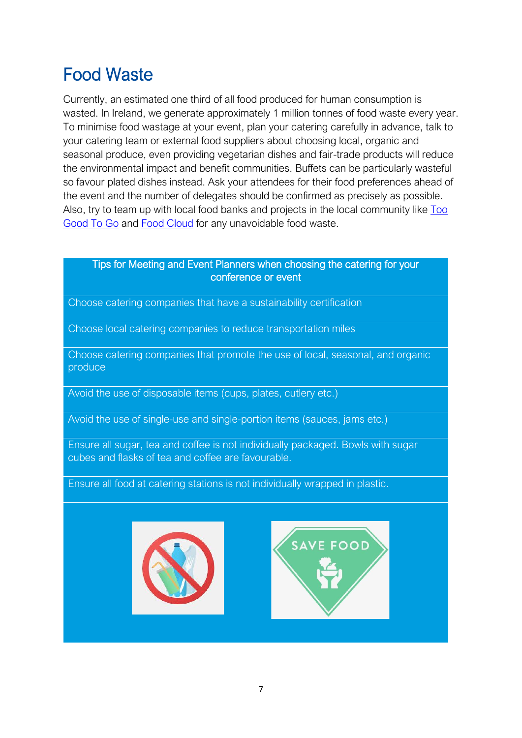# Food Waste

Currently, an estimated one third of all food produced for human consumption is wasted. In Ireland, we generate approximately 1 million tonnes of food waste every year. To minimise food wastage at your event, plan your catering carefully in advance, talk to your catering team or external food suppliers about choosing local, organic and seasonal produce, even providing vegetarian dishes and fair-trade products will reduce the environmental impact and benefit communities. Buffets can be particularly wasteful so favour plated dishes instead. Ask your attendees for their food preferences ahead of the event and the number of delegates should be confirmed as precisely as possible. Also, try to team up with local food banks and projects in the local community like Too Good To Go and Food Cloud for any unavoidable food waste.

| Tips for Meeting and Event Planners when choosing the catering for your conference or event |
|---|
| Choose catering companies that have a sustainability certification |
| Choose local catering companies to reduce transportation miles |
| Choose catering companies that promote the use of local, seasonal, and organic produce |
| Avoid the use of disposable items (cups, plates, cutlery etc.) |
| Avoid the use of single-use and single-portion items (sauces, jams etc.) |
| Ensure all sugar, tea and coffee is not individually packaged. Bowls with sugar cubes and flasks of tea and coffee are favourable. |
| Ensure all food at catering stations is not individually wrapped in plastic. |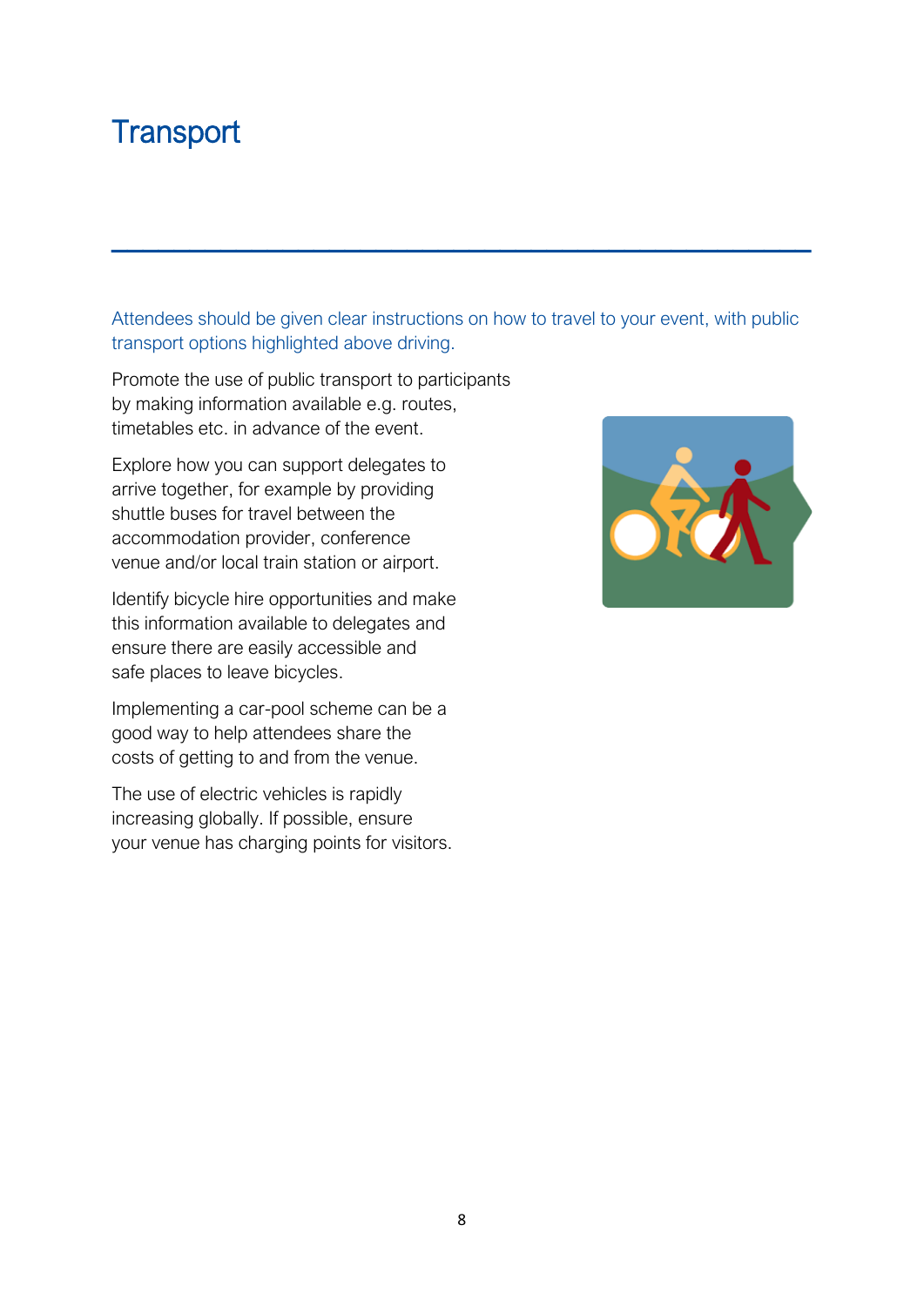# Transport

Attendees should be given clear instructions on how to travel to your event, with public transport options highlighted above driving.

Promote the use of public transport to participants by making information available e.g. routes, timetables etc. in advance of the event.

Explore how you can support delegates to arrive together, for example by providing shuttle buses for travel between the accommodation provider, conference venue and/or local train station or airport.

Identify bicycle hire opportunities and make this information available to delegates and ensure there are easily accessible and safe places to leave bicycles.

Implementing a car-pool scheme can be a good way to help attendees share the costs of getting to and from the venue.

The use of electric vehicles is rapidly increasing globally. If possible, ensure your venue has charging points for visitors.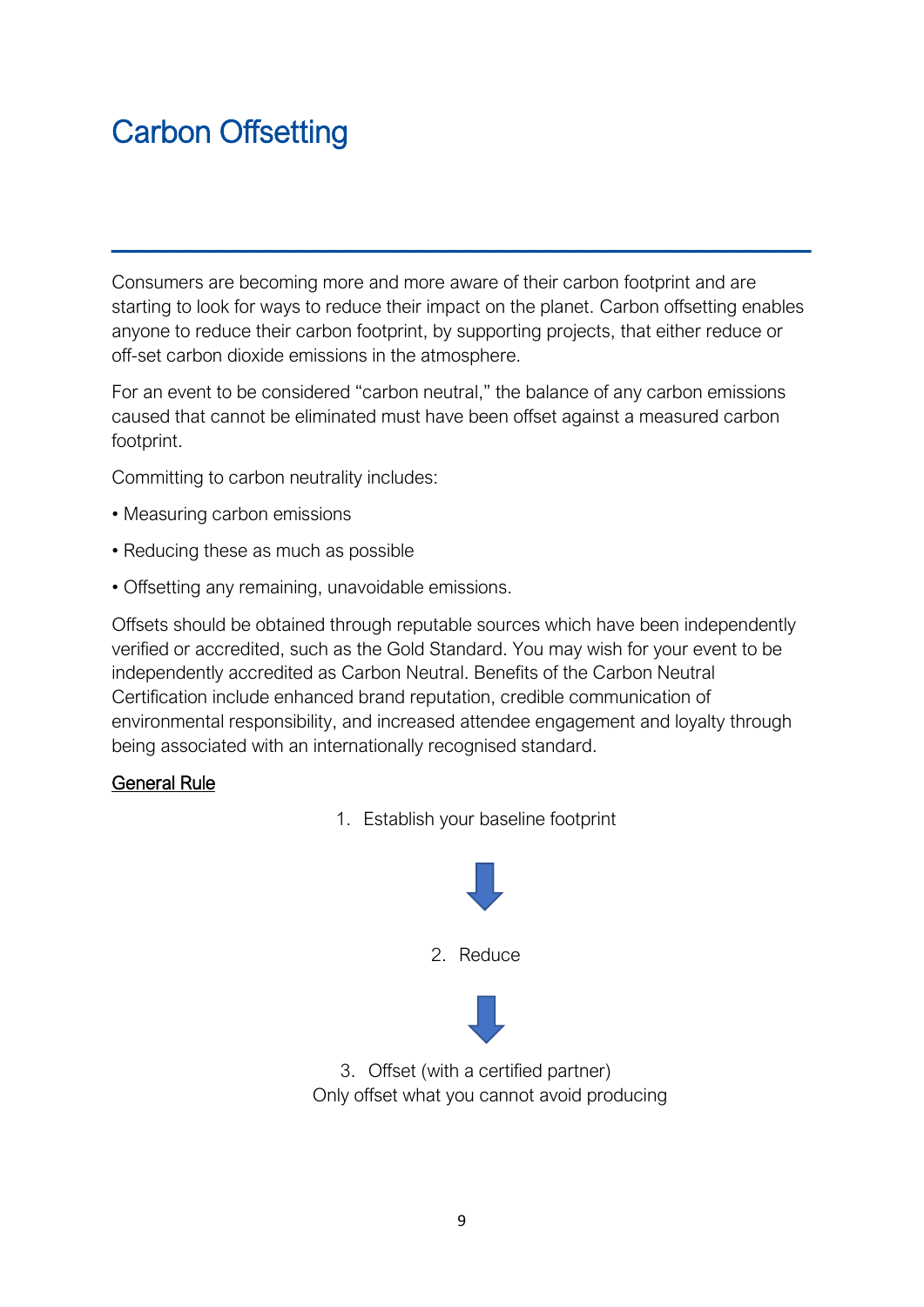# Carbon Offsetting

Consumers are becoming more and more aware of their carbon footprint and are starting to look for ways to reduce their impact on the planet. Carbon offsetting enables anyone to reduce their carbon footprint, by supporting projects, that either reduce or off-set carbon dioxide emissions in the atmosphere.

For an event to be considered "carbon neutral," the balance of any carbon emissions caused that cannot be eliminated must have been offset against a measured carbon footprint.

Committing to carbon neutrality includes:

• Measuring carbon emissions

• Reducing these as much as possible

• Offsetting any remaining, unavoidable emissions.

Offsets should be obtained through reputable sources which have been independently verified or accredited, such as the Gold Standard. You may wish for your event to be independently accredited as Carbon Neutral. Benefits of the Carbon Neutral Certification include enhanced brand reputation, credible communication of environmental responsibility, and increased attendee engagement and loyalty through being associated with an internationally recognised standard.

<u>General Rule</u>

1. Establish your baseline footprint

↓

2. Reduce

↓

3. Offset (with a certified partner)
Only offset what you cannot avoid producing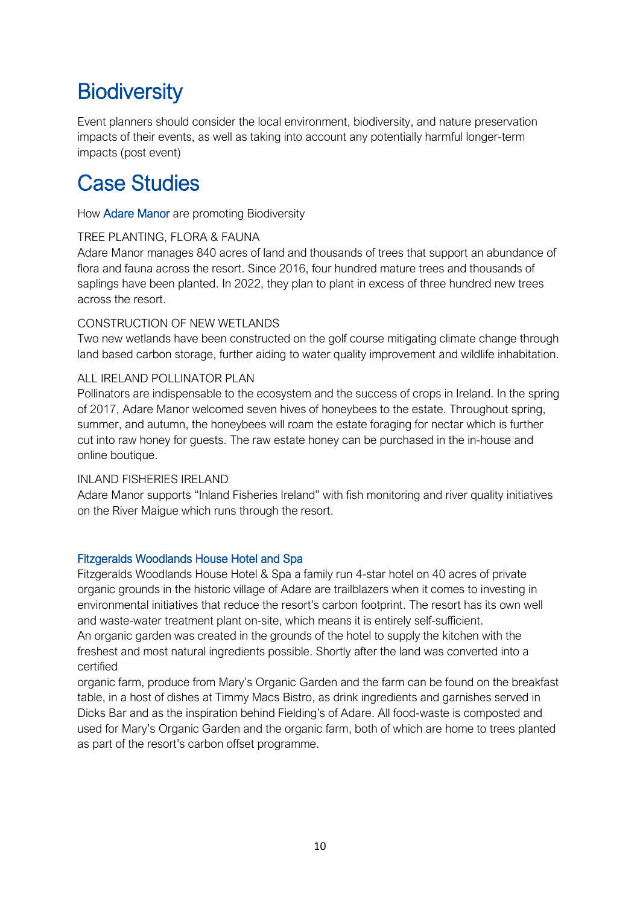# Biodiversity

Event planners should consider the local environment, biodiversity, and nature preservation impacts of their events, as well as taking into account any potentially harmful longer-term impacts (post event)

# Case Studies

How Adare Manor are promoting Biodiversity

TREE PLANTING, FLORA & FAUNA
Adare Manor manages 840 acres of land and thousands of trees that support an abundance of flora and fauna across the resort. Since 2016, four hundred mature trees and thousands of saplings have been planted. In 2022, they plan to plant in excess of three hundred new trees across the resort.

CONSTRUCTION OF NEW WETLANDS
Two new wetlands have been constructed on the golf course mitigating climate change through land based carbon storage, further aiding to water quality improvement and wildlife inhabitation.

ALL IRELAND POLLINATOR PLAN
Pollinators are indispensable to the ecosystem and the success of crops in Ireland. In the spring of 2017, Adare Manor welcomed seven hives of honeybees to the estate. Throughout spring, summer, and autumn, the honeybees will roam the estate foraging for nectar which is further cut into raw honey for guests. The raw estate honey can be purchased in the in-house and online boutique.

INLAND FISHERIES IRELAND
Adare Manor supports "Inland Fisheries Ireland" with fish monitoring and river quality initiatives on the River Maigue which runs through the resort.

Fitzgeralds Woodlands House Hotel and Spa

Fitzgeralds Woodlands House Hotel & Spa a family run 4-star hotel on 40 acres of private organic grounds in the historic village of Adare are trailblazers when it comes to investing in environmental initiatives that reduce the resort's carbon footprint. The resort has its own well and waste-water treatment plant on-site, which means it is entirely self-sufficient.
An organic garden was created in the grounds of the hotel to supply the kitchen with the freshest and most natural ingredients possible. Shortly after the land was converted into a certified
organic farm, produce from Mary's Organic Garden and the farm can be found on the breakfast table, in a host of dishes at Timmy Macs Bistro, as drink ingredients and garnishes served in Dicks Bar and as the inspiration behind Fielding's of Adare. All food-waste is composted and used for Mary's Organic Garden and the organic farm, both of which are home to trees planted as part of the resort's carbon offset programme.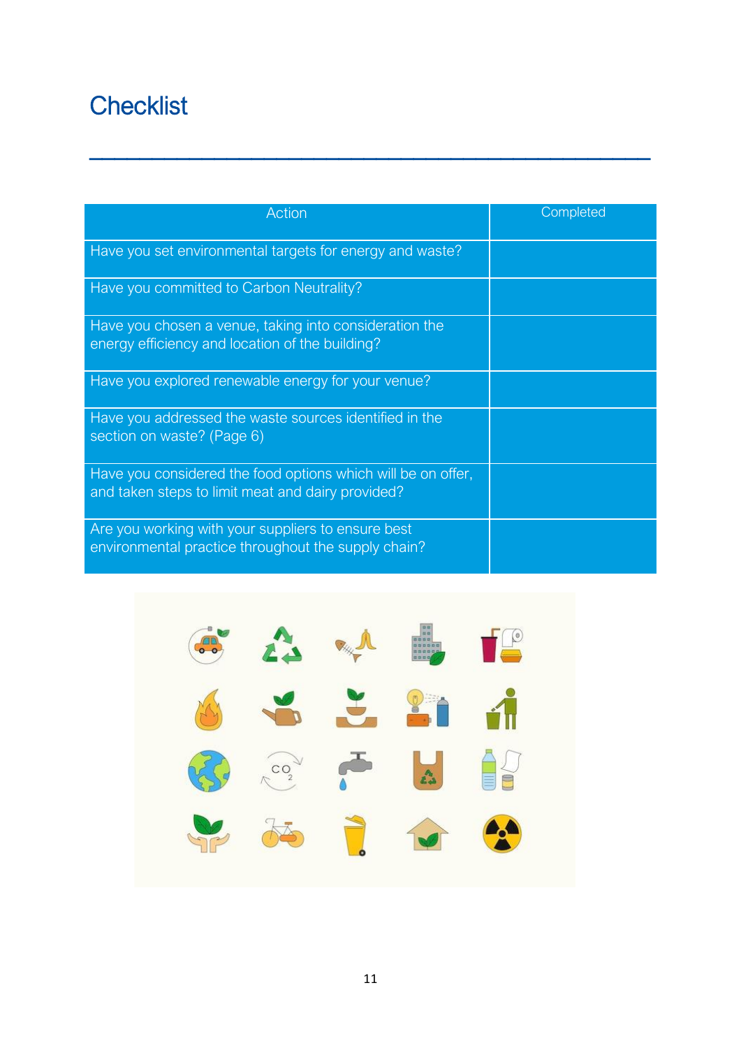# Checklist

| Action | Completed |
|---|---|
| Have you set environmental targets for energy and waste? | |
| Have you committed to Carbon Neutrality? | |
| Have you chosen a venue, taking into consideration the energy efficiency and location of the building? | |
| Have you explored renewable energy for your venue? | |
| Have you addressed the waste sources identified in the section on waste? (Page 6) | |
| Have you considered the food options which will be on offer, and taken steps to limit meat and dairy provided? | |
| Are you working with your suppliers to ensure best environmental practice throughout the supply chain? | |